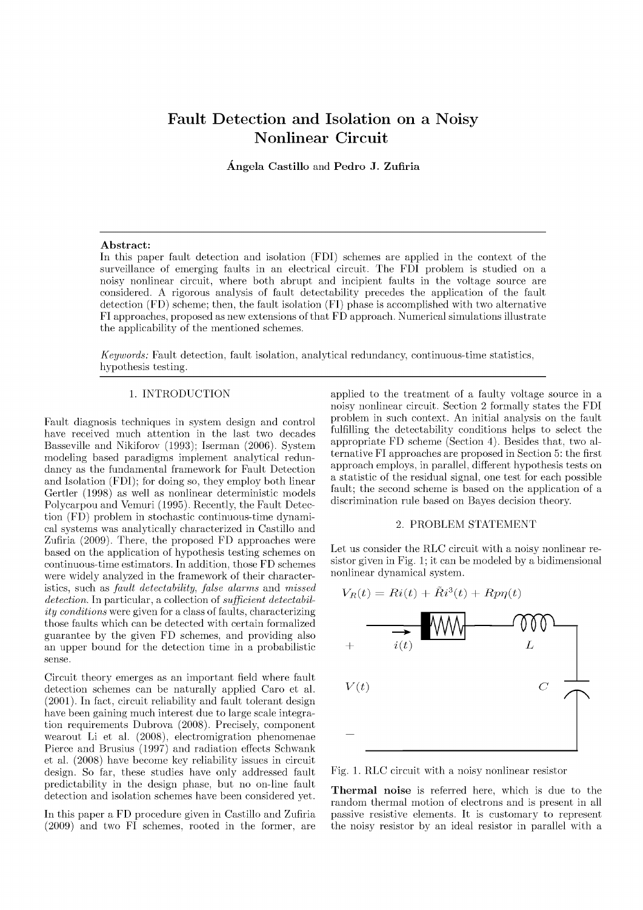# Fault Detection and Isolation on a Noisy Nonlinear Circuit

**Ángela Castillo** and **Pedro J. Zufiria**

**Abstract:**
In this paper fault detection and isolation (FDI) schemes are applied in the context of the surveillance of emerging faults in an electrical circuit. The FDI problem is studied on a noisy nonlinear circuit, where both abrupt and incipient faults in the voltage source are considered. A rigorous analysis of fault detectability precedes the application of the fault detection (FD) scheme; then, the fault isolation (FI) phase is accomplished with two alternative FI approaches, proposed as new extensions of that FD approach. Numerical simulations illustrate the applicability of the mentioned schemes.

*Keywords:* Fault detection, fault isolation, analytical redundancy, continuous-time statistics, hypothesis testing.

## 1. INTRODUCTION

Fault diagnosis techniques in system design and control have received much attention in the last two decades Basseville and Nikiforov (1993); Iserman (2006). System modeling based paradigms implement analytical redundancy as the fundamental framework for Fault Detection and Isolation (FDI); for doing so, they employ both linear Gertler (1998) as well as nonlinear deterministic models Polycarpou and Vemuri (1995). Recently, the Fault Detection (FD) problem in stochastic continuous-time dynamical systems was analytically characterized in Castillo and Zufiria (2009). There, the proposed FD approaches were based on the application of hypothesis testing schemes on continuous-time estimators. In addition, those FD schemes were widely analyzed in the framework of their characteristics, such as *fault detectability*, *false alarms* and *missed detection*. In particular, a collection of *sufficient detectability conditions* were given for a class of faults, characterizing those faults which can be detected with certain formalized guarantee by the given FD schemes, and providing also an upper bound for the detection time in a probabilistic sense.

Circuit theory emerges as an important field where fault detection schemes can be naturally applied Caro et al. (2001). In fact, circuit reliability and fault tolerant design have been gaining much interest due to large scale integration requirements Dubrova (2008). Precisely, component wearout Li et al. (2008), electromigration phenomenae Pierce and Brusius (1997) and radiation effects Schwank et al. (2008) have become key reliability issues in circuit design. So far, these studies have only addressed fault predictability in the design phase, but no on-line fault detection and isolation schemes have been considered yet.

In this paper a FD procedure given in Castillo and Zufiria (2009) and two FI schemes, rooted in the former, are applied to the treatment of a faulty voltage source in a noisy nonlinear circuit. Section 2 formally states the FDI problem in such context. An initial analysis on the fault fulfilling the detectability conditions helps to select the appropriate FD scheme (Section 4). Besides that, two alternative FI approaches are proposed in Section 5: the first approach employs, in parallel, different hypothesis tests on a statistic of the residual signal, one test for each possible fault; the second scheme is based on the application of a discrimination rule based on Bayes decision theory.

## 2. PROBLEM STATEMENT

Let us consider the RLC circuit with a noisy nonlinear resistor given in Fig. 1; it can be modeled by a bidimensional nonlinear dynamical system.

$$V_R(t) = Ri(t) + \tilde{R}i^3(t) + Rp\eta(t)$$

Fig. 1. RLC circuit with a noisy nonlinear resistor

**Thermal noise** is referred here, which is due to the random thermal motion of electrons and is present in all passive resistive elements. It is customary to represent the noisy resistor by an ideal resistor in parallel with a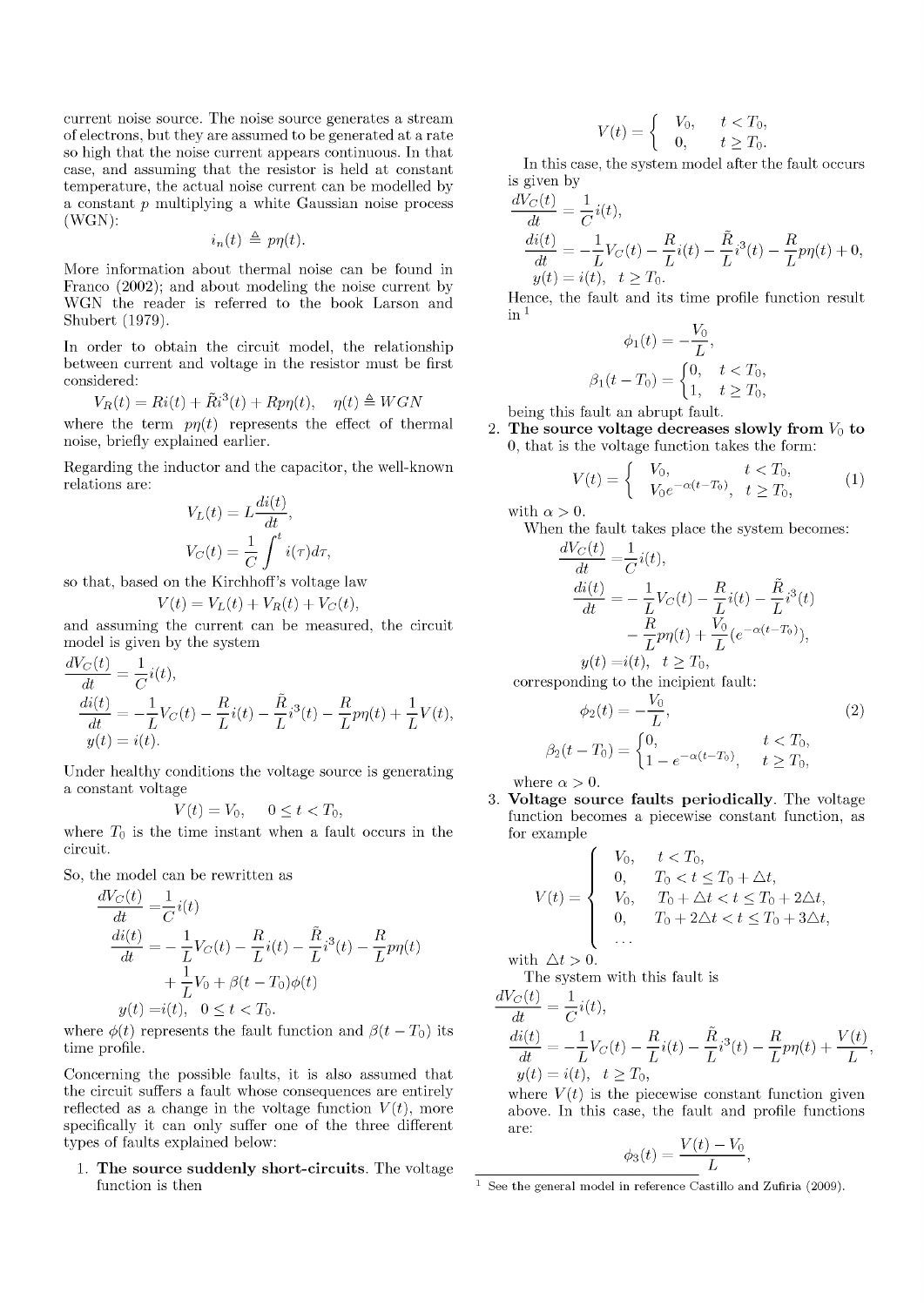current noise source. The noise source generates a stream of electrons, but they are assumed to be generated at a rate so high that the noise current appears continuous. In that case, and assuming that the resistor is held at constant temperature, the actual noise current can be modelled by a constant $p$ multiplying a white Gaussian noise process (WGN):

$$i_n(t) \triangleq p\eta(t).$$

More information about thermal noise can be found in Franco (2002); and about modeling the noise current by WGN the reader is referred to the book Larson and Shubert (1979).

In order to obtain the circuit model, the relationship between current and voltage in the resistor must be first considered:

$$V_R(t) = Ri(t) + \tilde{R}i^3(t) + Rp\eta(t), \quad \eta(t) \triangleq WGN$$

where the term $p\eta(t)$ represents the effect of thermal noise, briefly explained earlier.

Regarding the inductor and the capacitor, the well-known relations are:

$$V_L(t) = L\frac{di(t)}{dt},$$

$$V_C(t) = \frac{1}{C}\int^t i(\tau)d\tau,$$

so that, based on the Kirchhoff's voltage law

$$V(t) = V_L(t) + V_R(t) + V_C(t),$$

and assuming the current can be measured, the circuit model is given by the system

$$\frac{dV_C(t)}{dt} = \frac{1}{C}i(t),$$

$$\frac{di(t)}{dt} = -\frac{1}{L}V_C(t) - \frac{R}{L}i(t) - \frac{\tilde{R}}{L}i^3(t) - \frac{R}{L}p\eta(t) + \frac{1}{L}V(t),$$

$$y(t) = i(t).$$

Under healthy conditions the voltage source is generating a constant voltage

$$V(t) = V_0, \quad 0 \leq t < T_0,$$

where $T_0$ is the time instant when a fault occurs in the circuit.

So, the model can be rewritten as

$$\frac{dV_C(t)}{dt} = \frac{1}{C}i(t)$$

$$\frac{di(t)}{dt} = -\frac{1}{L}V_C(t) - \frac{R}{L}i(t) - \frac{\tilde{R}}{L}i^3(t) - \frac{R}{L}p\eta(t) + \frac{1}{L}V_0 + \beta(t - T_0)\phi(t)$$

$$y(t) = i(t), \quad 0 \leq t < T_0.$$

where $\phi(t)$ represents the fault function and $\beta(t - T_0)$ its time profile.

Concerning the possible faults, it is also assumed that the circuit suffers a fault whose consequences are entirely reflected as a change in the voltage function $V(t)$, more specifically it can only suffer one of the three different types of faults explained below:

1. **The source suddenly short-circuits**. The voltage function is then

$$V(t) = \begin{cases} V_0, & t < T_0, \\ 0, & t \geq T_0. \end{cases}$$

In this case, the system model after the fault occurs is given by

$$\frac{dV_C(t)}{dt} = \frac{1}{C}i(t),$$

$$\frac{di(t)}{dt} = -\frac{1}{L}V_C(t) - \frac{R}{L}i(t) - \frac{\tilde{R}}{L}i^3(t) - \frac{R}{L}p\eta(t) + 0,$$

$$y(t) = i(t), \quad t \geq T_0.$$

Hence, the fault and its time profile function result in [1]

$$\phi_1(t) = -\frac{V_0}{L},$$

$$\beta_1(t - T_0) = \begin{cases} 0, & t < T_0, \\ 1, & t \geq T_0, \end{cases}$$

being this fault an abrupt fault.

2. **The source voltage decreases slowly from $V_0$ to 0**, that is the voltage function takes the form:

$$V(t) = \begin{cases} V_0, & t < T_0, \\ V_0 e^{-\alpha(t - T_0)}, & t \geq T_0, \end{cases} \tag{1}$$

with $\alpha > 0$.

When the fault takes place the system becomes:

$$\frac{dV_C(t)}{dt} = \frac{1}{C}i(t),$$

$$\frac{di(t)}{dt} = -\frac{1}{L}V_C(t) - \frac{R}{L}i(t) - \frac{\tilde{R}}{L}i^3(t) - \frac{R}{L}p\eta(t) + \frac{V_0}{L}(e^{-\alpha(t-T_0)}),$$

$$y(t) = i(t), \quad t \geq T_0,$$

corresponding to the incipient fault:

$$\phi_2(t) = -\frac{V_0}{L}, \tag{2}$$

$$\beta_2(t - T_0) = \begin{cases} 0, & t < T_0, \\ 1 - e^{-\alpha(t-T_0)}, & t \geq T_0, \end{cases}$$

where $\alpha > 0$.

3. **Voltage source faults periodically**. The voltage function becomes a piecewise constant function, as for example

$$V(t) = \begin{cases} V_0, & t < T_0, \\ 0, & T_0 < t \leq T_0 + \triangle t, \\ V_0, & T_0 + \triangle t < t \leq T_0 + 2\triangle t, \\ 0, & T_0 + 2\triangle t < t \leq T_0 + 3\triangle t, \\ \ldots \end{cases}$$

with $\triangle t > 0$.

The system with this fault is

$$\frac{dV_C(t)}{dt} = \frac{1}{C}i(t),$$

$$\frac{di(t)}{dt} = -\frac{1}{L}V_C(t) - \frac{R}{L}i(t) - \frac{\tilde{R}}{L}i^3(t) - \frac{R}{L}p\eta(t) + \frac{V(t)}{L},$$

$$y(t) = i(t), \quad t \geq T_0,$$

where $V(t)$ is the piecewise constant function given above. In this case, the fault and profile functions are:

$$\phi_3(t) = \frac{V(t) - V_0}{L},$$

[1] See the general model in reference Castillo and Zufiria (2009).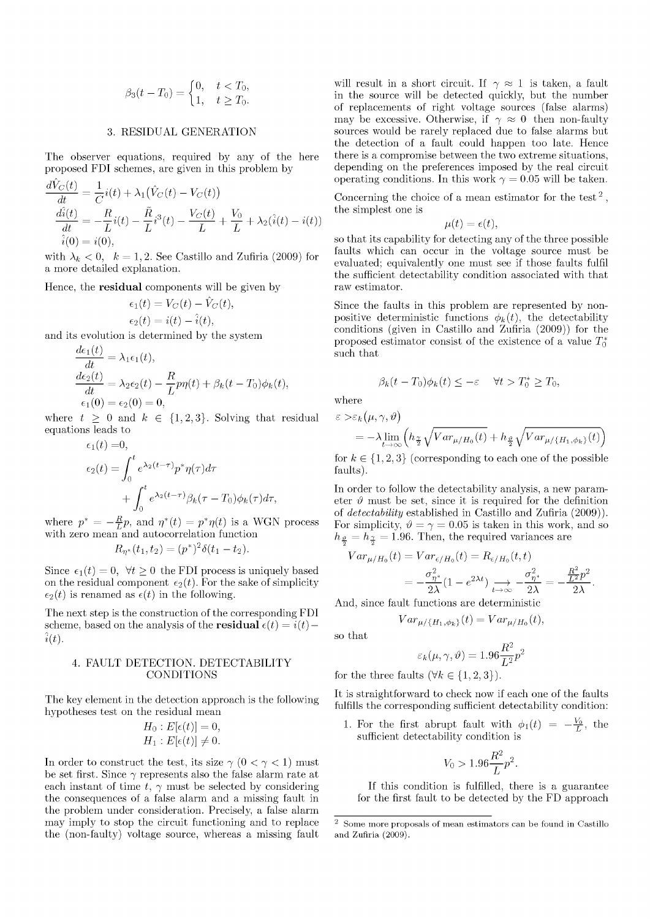$$
\beta_3(t-T_0)=\begin{cases}0, & t<T_0,\\ 1, & t\geq T_0.\end{cases}
$$

## 3. RESIDUAL GENERATION

The observer equations, required by any of the here proposed FDI schemes, are given in this problem by

$$
\frac{d\hat{V}_C(t)}{dt}=\frac{1}{C}i(t)+\lambda_1\big(\hat{V}_C(t)-V_C(t)\big)
$$

$$
\frac{d\hat{i}(t)}{dt}=-\frac{R}{L}i(t)-\frac{\tilde{R}}{L}i^3(t)-\frac{V_C(t)}{L}+\frac{V_0}{L}+\lambda_2(\hat{i}(t)-i(t))
$$

$$
\hat{i}(0)=i(0),
$$

with $\lambda_k<0,\ \ k=1,2$. See Castillo and Zufiria (2009) for a more detailed explanation.

Hence, the **residual** components will be given by

$$
\epsilon_1(t)=V_C(t)-\hat{V}_C(t),
$$

$$
\epsilon_2(t)=i(t)-\hat{i}(t),
$$

and its evolution is determined by the system

$$
\frac{d\epsilon_1(t)}{dt}=\lambda_1\epsilon_1(t),
$$

$$
\frac{d\epsilon_2(t)}{dt}=\lambda_2\epsilon_2(t)-\frac{R}{L}p\eta(t)+\beta_k(t-T_0)\phi_k(t),
$$

$$
\epsilon_1(0)=\epsilon_2(0)=0,
$$

where $t\geq 0$ and $k\in\{1,2,3\}$. Solving that residual equations leads to

$$
\epsilon_1(t)=0,
$$

$$
\epsilon_2(t)=\int_0^t e^{\lambda_2(t-\tau)}p^*\eta(\tau)d\tau+\int_0^t e^{\lambda_2(t-\tau)}\beta_k(\tau-T_0)\phi_k(\tau)d\tau,
$$

where $p^*=-\frac{R}{L}p$, and $\eta^*(t)=p^*\eta(t)$ is a WGN process with zero mean and autocorrelation function

$$
R_{\eta^*}(t_1,t_2)=(p^*)^2\delta(t_1-t_2).
$$

Since $\epsilon_1(t)=0,\ \forall t\geq 0$ the FDI process is uniquely based on the residual component $\epsilon_2(t)$. For the sake of simplicity $\epsilon_2(t)$ is renamed as $\epsilon(t)$ in the following.

The next step is the construction of the corresponding FDI scheme, based on the analysis of the **residual** $\epsilon(t)=i(t)-\hat{i}(t)$.

## 4. FAULT DETECTION. DETECTABILITY CONDITIONS

The key element in the detection approach is the following hypotheses test on the residual mean

$$
H_0: E[\epsilon(t)]=0,
$$

$$
H_1: E[\epsilon(t)]\neq 0.
$$

In order to construct the test, its size $\gamma$ $(0<\gamma<1)$ must be set first. Since $\gamma$ represents also the false alarm rate at each instant of time $t$, $\gamma$ must be selected by considering the consequences of a false alarm and a missing fault in the problem under consideration. Precisely, a false alarm may imply to stop the circuit functioning and to replace the (non-faulty) voltage source, whereas a missing fault will result in a short circuit. If $\gamma\approx 1$ is taken, a fault in the source will be detected quickly, but the number of replacements of right voltage sources (false alarms) may be excessive. Otherwise, if $\gamma\approx 0$ then non-faulty sources would be rarely replaced due to false alarms but the detection of a fault could happen too late. Hence there is a compromise between the two extreme situations, depending on the preferences imposed by the real circuit operating conditions. In this work $\gamma=0.05$ will be taken.

Concerning the choice of a mean estimator for the test [2], the simplest one is

$$
\mu(t)=\epsilon(t),
$$

so that its capability for detecting any of the three possible faults which can occur in the voltage source must be evaluated; equivalently one must see if those faults fulfil the sufficient detectability condition associated with that raw estimator.

Since the faults in this problem are represented by non-positive deterministic functions $\phi_k(t)$, the detectability conditions (given in Castillo and Zufiria (2009)) for the proposed estimator consist of the existence of a value $T_0^*$ such that

$$
\beta_k(t-T_0)\phi_k(t)\leq -\varepsilon\quad \forall t>T_0^*\geq T_0,
$$

where

$$
\varepsilon>\varepsilon_k(\mu,\gamma,\vartheta)
=-\lambda\lim_{t\to\infty}\left(h_{\frac{\gamma}{2}}\sqrt{Var_{\mu/H_0}(t)}+h_{\frac{\vartheta}{2}}\sqrt{Var_{\mu/\{H_1,\phi_k\}}(t)}\right)
$$

for $k\in\{1,2,3\}$ (corresponding to each one of the possible faults).

In order to follow the detectability analysis, a new parameter $\vartheta$ must be set, since it is required for the definition of *detectability* established in Castillo and Zufiria (2009)). For simplicity, $\vartheta=\gamma=0.05$ is taken in this work, and so $h_{\frac{\vartheta}{2}}=h_{\frac{\gamma}{2}}=1.96$. Then, the required variances are

$$
Var_{\mu/H_0}(t)=Var_{\epsilon/H_0}(t)=R_{\epsilon/H_0}(t,t)
=-\frac{\sigma^2_{\eta^*}}{2\lambda}(1-e^{2\lambda t})\underset{t\to\infty}{\longrightarrow}-\frac{\sigma^2_{\eta^*}}{2\lambda}=-\frac{\frac{R^2}{L^2}p^2}{2\lambda}.
$$

And, since fault functions are deterministic

$$
Var_{\mu/\{H_1,\phi_k\}}(t)=Var_{\mu/H_0}(t),
$$

so that

$$
\varepsilon_k(\mu,\gamma,\vartheta)=1.96\frac{R^2}{L^2}p^2
$$

for the three faults ($\forall k\in\{1,2,3\}$).

It is straightforward to check now if each one of the faults fulfills the corresponding sufficient detectability condition:

1. For the first abrupt fault with $\phi_1(t)=-\frac{V_0}{L}$, the sufficient detectability condition is

$$
V_0>1.96\frac{R^2}{L}p^2.
$$

   If this condition is fulfilled, there is a guarantee for the first fault to be detected by the FD approach

[2] Some more proposals of mean estimators can be found in Castillo and Zufiria (2009).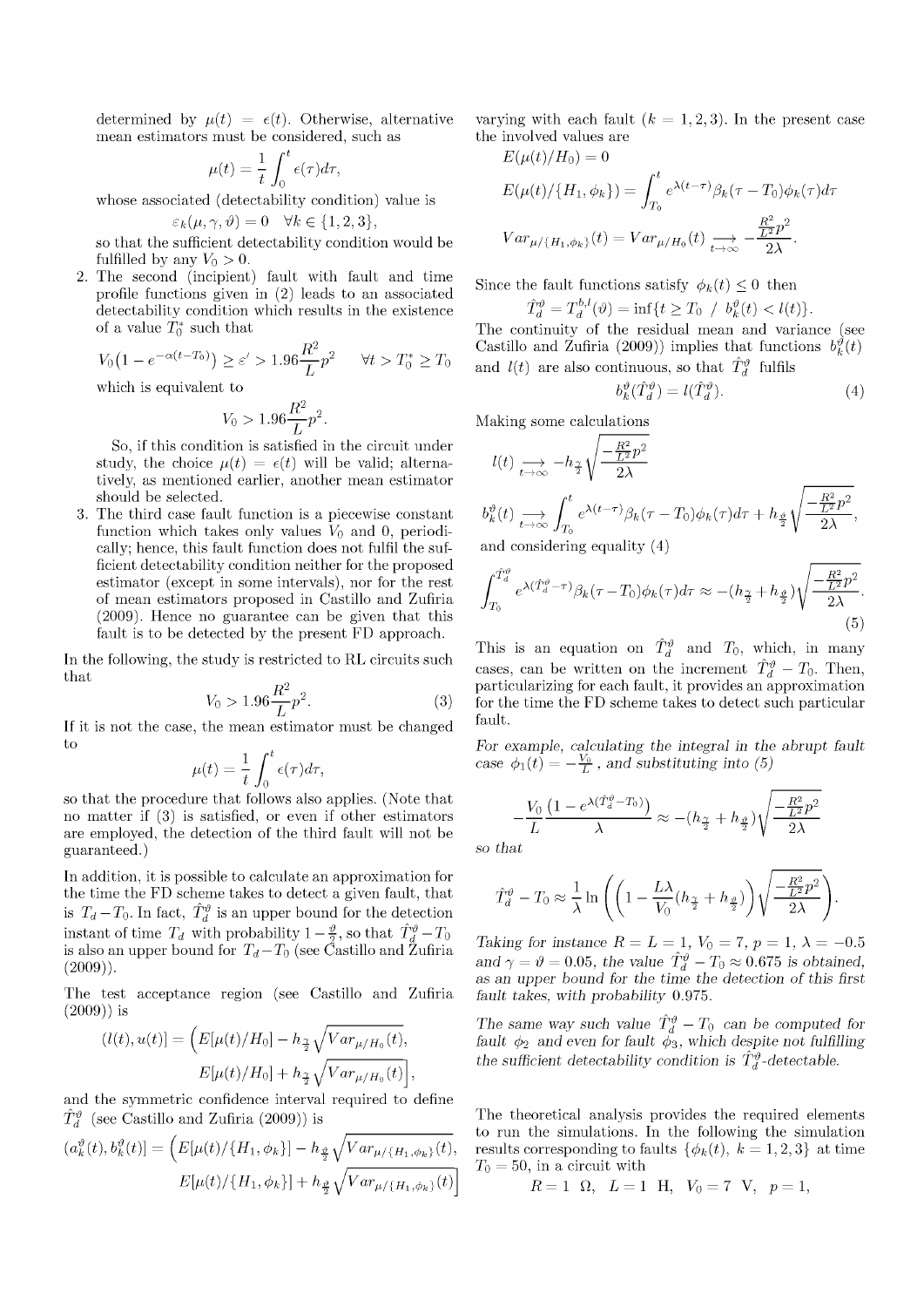determined by $\mu(t) = \epsilon(t)$. Otherwise, alternative mean estimators must be considered, such as

$$\mu(t) = \frac{1}{t}\int_0^t \epsilon(\tau)d\tau,$$

whose associated (detectability condition) value is

$$\varepsilon_k(\mu, \gamma, \vartheta) = 0 \quad \forall k \in \{1, 2, 3\},$$

so that the sufficient detectability condition would be fulfilled by any $V_0 > 0$.

2. The second (incipient) fault with fault and time profile functions given in (2) leads to an associated detectability condition which results in the existence of a value $T_0^*$ such that

$$V_0\big(1 - e^{-\alpha(t-T_0)}\big) \geq \varepsilon' > 1.96\frac{R^2}{L}p^2 \qquad \forall t > T_0^* \geq T_0$$

which is equivalent to

$$V_0 > 1.96\frac{R^2}{L}p^2.$$

So, if this condition is satisfied in the circuit under study, the choice $\mu(t) = \epsilon(t)$ will be valid; alternatively, as mentioned earlier, another mean estimator should be selected.

3. The third case fault function is a piecewise constant function which takes only values $V_0$ and 0, periodically; hence, this fault function does not fulfil the sufficient detectability condition neither for the proposed estimator (except in some intervals), nor for the rest of mean estimators proposed in Castillo and Zufiria (2009). Hence no guarantee can be given that this fault is to be detected by the present FD approach.

In the following, the study is restricted to RL circuits such that

$$V_0 > 1.96\frac{R^2}{L}p^2. \tag{3}$$

If it is not the case, the mean estimator must be changed to

$$\mu(t) = \frac{1}{t}\int_0^t \epsilon(\tau)d\tau,$$

so that the procedure that follows also applies. (Note that no matter if (3) is satisfied, or even if other estimators are employed, the detection of the third fault will not be guaranteed.)

In addition, it is possible to calculate an approximation for the time the FD scheme takes to detect a given fault, that is $T_d - T_0$. In fact, $\hat{T}_d^{\vartheta}$ is an upper bound for the detection instant of time $T_d$ with probability $1 - \frac{\vartheta}{2}$, so that $\hat{T}_d^{\vartheta} - T_0$ is also an upper bound for $T_d - T_0$ (see Castillo and Zufiria (2009)).

The test acceptance region (see Castillo and Zufiria (2009)) is

$$(l(t), u(t)] = \Big(E[\mu(t)/H_0] - h_{\frac{\gamma}{2}}\sqrt{Var_{\mu/H_0}(t)},\; E[\mu(t)/H_0] + h_{\frac{\gamma}{2}}\sqrt{Var_{\mu/H_0}(t)}\Big],$$

and the symmetric confidence interval required to define $\hat{T}_d^{\vartheta}$ (see Castillo and Zufiria (2009)) is

$$(a_k^{\vartheta}(t), b_k^{\vartheta}(t)] = \Big(E[\mu(t)/\{H_1, \phi_k\}] - h_{\frac{\vartheta}{2}}\sqrt{Var_{\mu/\{H_1,\phi_k\}}(t)},\; E[\mu(t)/\{H_1, \phi_k\}] + h_{\frac{\vartheta}{2}}\sqrt{Var_{\mu/\{H_1,\phi_k\}}(t)}\Big]$$

varying with each fault ($k = 1, 2, 3$). In the present case the involved values are

$$E(\mu(t)/H_0) = 0$$

$$E(\mu(t)/\{H_1, \phi_k\}) = \int_{T_0}^t e^{\lambda(t-\tau)}\beta_k(\tau - T_0)\phi_k(\tau)d\tau$$

$$Var_{\mu/\{H_1,\phi_k\}}(t) = Var_{\mu/H_0}(t) \underset{t\to\infty}{\longrightarrow} -\frac{\frac{R^2}{L^2}p^2}{2\lambda}.$$

Since the fault functions satisfy $\phi_k(t) \leq 0$ then

$$\hat{T}_d^{\vartheta} = T_d^{b,l}(\vartheta) = \inf\{t \geq T_0 \;/\; b_k^{\vartheta}(t) < l(t)\}.$$

The continuity of the residual mean and variance (see Castillo and Zufiria (2009)) implies that functions $b_k^{\vartheta}(t)$ and $l(t)$ are also continuous, so that $\hat{T}_d^{\vartheta}$ fulfils

$$b_k^{\vartheta}(\hat{T}_d^{\vartheta}) = l(\hat{T}_d^{\vartheta}). \tag{4}$$

Making some calculations

$$l(t) \underset{t\to\infty}{\longrightarrow} -h_{\frac{\gamma}{2}}\sqrt{\frac{-\frac{R^2}{L^2}p^2}{2\lambda}}$$

$$b_k^{\vartheta}(t) \underset{t\to\infty}{\longrightarrow} \int_{T_0}^t e^{\lambda(t-\tau)}\beta_k(\tau - T_0)\phi_k(\tau)d\tau + h_{\frac{\vartheta}{2}}\sqrt{\frac{-\frac{R^2}{L^2}p^2}{2\lambda}},$$

and considering equality (4)

$$\int_{T_0}^{\hat{T}_d^{\vartheta}} e^{\lambda(\hat{T}_d^{\vartheta}-\tau)}\beta_k(\tau - T_0)\phi_k(\tau)d\tau \approx -(h_{\frac{\gamma}{2}} + h_{\frac{\vartheta}{2}})\sqrt{\frac{-\frac{R^2}{L^2}p^2}{2\lambda}}. \tag{5}$$

This is an equation on $\hat{T}_d^{\vartheta}$ and $T_0$, which, in many cases, can be written on the increment $\hat{T}_d^{\vartheta} - T_0$. Then, particularizing for each fault, it provides an approximation for the time the FD scheme takes to detect such particular fault.

*For example, calculating the integral in the abrupt fault case $\phi_1(t) = -\frac{V_0}{L}$, and substituting into (5)*

$$-\frac{V_0}{L}\frac{\left(1 - e^{\lambda(\hat{T}_d^{\vartheta} - T_0)}\right)}{\lambda} \approx -(h_{\frac{\gamma}{2}} + h_{\frac{\vartheta}{2}})\sqrt{\frac{-\frac{R^2}{L^2}p^2}{2\lambda}}$$

*so that*

$$\hat{T}_d^{\vartheta} - T_0 \approx \frac{1}{\lambda}\ln\left(\left(1 - \frac{L\lambda}{V_0}(h_{\frac{\gamma}{2}} + h_{\frac{\vartheta}{2}})\right)\sqrt{\frac{-\frac{R^2}{L^2}p^2}{2\lambda}}\right).$$

*Taking for instance $R = L = 1$, $V_0 = 7$, $p = 1$, $\lambda = -0.5$ and $\gamma = \vartheta = 0.05$, the value $\hat{T}_d^{\vartheta} - T_0 \approx 0.675$ is obtained, as an upper bound for the time the detection of this first fault takes, with probability 0.975.*

*The same way such value $\hat{T}_d^{\vartheta} - T_0$ can be computed for fault $\phi_2$ and even for fault $\phi_3$, which despite not fulfilling the sufficient detectability condition is $\hat{T}_d^{\vartheta}$-detectable.*

The theoretical analysis provides the required elements to run the simulations. In the following the simulation results corresponding to faults $\{\phi_k(t),\ k = 1, 2, 3\}$ at time $T_0 = 50$, in a circuit with

$$R = 1\ \Omega,\quad L = 1\ \text{H},\quad V_0 = 7\ \text{V},\quad p = 1,$$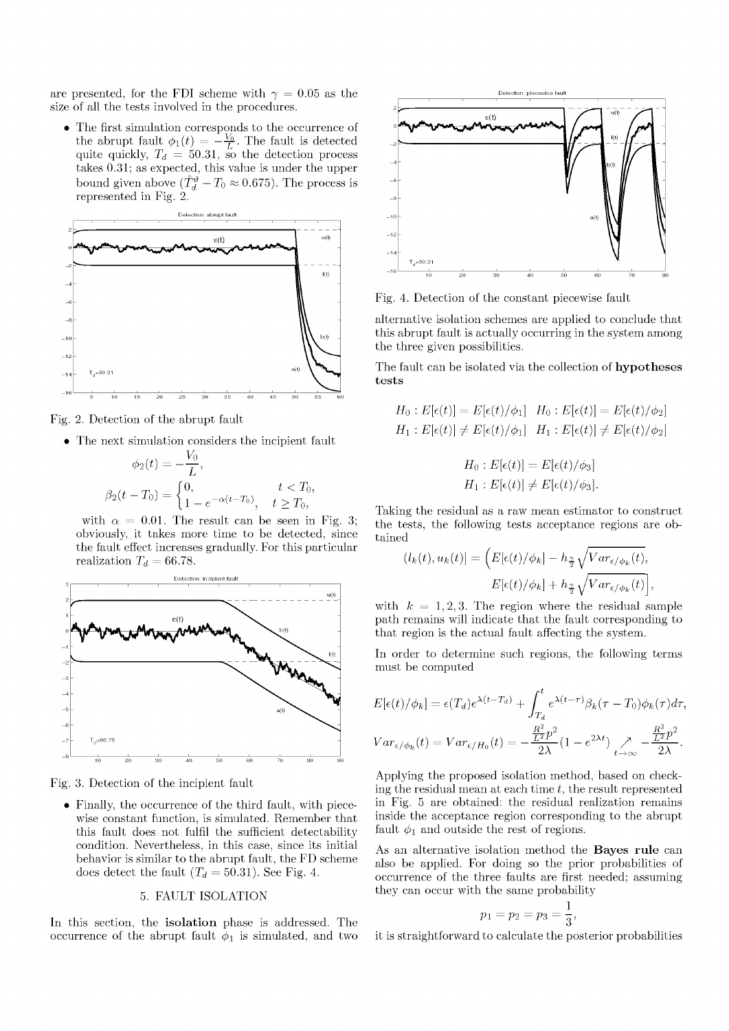are presented, for the FDI scheme with $\gamma = 0.05$ as the size of all the tests involved in the procedures.

- The first simulation corresponds to the occurrence of the abrupt fault $\phi_1(t) = -\frac{V_0}{L}$. The fault is detected quite quickly, $T_d = 50.31$, so the detection process takes 0.31; as expected, this value is under the upper bound given above ($\hat{T}_d^{\vartheta} - T_0 \approx 0.675$). The process is represented in Fig. 2.

Fig. 2. Detection of the abrupt fault

- The next simulation considers the incipient fault

$$\phi_2(t) = -\frac{V_0}{L},$$

$$\beta_2(t - T_0) = \begin{cases} 0, & t < T_0, \\ 1 - e^{-\alpha(t-T_0)}, & t \geq T_0, \end{cases}$$

with $\alpha = 0.01$. The result can be seen in Fig. 3; obviously, it takes more time to be detected, since the fault effect increases gradually. For this particular realization $T_d = 66.78$.

Fig. 3. Detection of the incipient fault

- Finally, the occurrence of the third fault, with piecewise constant function, is simulated. Remember that this fault does not fulfil the sufficient detectability condition. Nevertheless, in this case, since its initial behavior is similar to the abrupt fault, the FD scheme does detect the fault ($T_d = 50.31$). See Fig. 4.

## 5. FAULT ISOLATION

In this section, the **isolation** phase is addressed. The occurrence of the abrupt fault $\phi_1$ is simulated, and two alternative isolation schemes are applied to conclude that this abrupt fault is actually occurring in the system among the three given possibilities.

Fig. 4. Detection of the constant piecewise fault

The fault can be isolated via the collection of **hypotheses tests**

$$H_0 : E[\epsilon(t)] = E[\epsilon(t)/\phi_1] \quad H_0 : E[\epsilon(t)] = E[\epsilon(t)/\phi_2]$$
$$H_1 : E[\epsilon(t)] \neq E[\epsilon(t)/\phi_1] \quad H_1 : E[\epsilon(t)] \neq E[\epsilon(t)/\phi_2]$$

$$H_0 : E[\epsilon(t)] = E[\epsilon(t)/\phi_3]$$
$$H_1 : E[\epsilon(t)] \neq E[\epsilon(t)/\phi_3].$$

Taking the residual as a raw mean estimator to construct the tests, the following tests acceptance regions are obtained

$$(l_k(t), u_k(t)] = \Big(E[\epsilon(t)/\phi_k] - h_{\frac{\gamma}{2}}\sqrt{Var_{\epsilon/\phi_k}(t)},$$
$$E[\epsilon(t)/\phi_k] + h_{\frac{\gamma}{2}}\sqrt{Var_{\epsilon/\phi_k}(t)}\Big],$$

with $k = 1, 2, 3$. The region where the residual sample path remains will indicate that the fault corresponding to that region is the actual fault affecting the system.

In order to determine such regions, the following terms must be computed

$$E[\epsilon(t)/\phi_k] = \epsilon(T_d)e^{\lambda(t-T_d)} + \int_{T_d}^{t} e^{\lambda(t-\tau)}\beta_k(\tau - T_0)\phi_k(\tau)d\tau,$$

$$Var_{\epsilon/\phi_k}(t) = Var_{\epsilon/H_0}(t) = -\frac{\frac{R^2}{L^2}p^2}{2\lambda}(1 - e^{2\lambda t}) \underset{t\to\infty}{\nearrow} -\frac{\frac{R^2}{L^2}p^2}{2\lambda}.$$

Applying the proposed isolation method, based on checking the residual mean at each time $t$, the result represented in Fig. 5 are obtained: the residual realization remains inside the acceptance region corresponding to the abrupt fault $\phi_1$ and outside the rest of regions.

As an alternative isolation method the **Bayes rule** can also be applied. For doing so the prior probabilities of occurrence of the three faults are first needed; assuming they can occur with the same probability

$$p_1 = p_2 = p_3 = \frac{1}{3},$$

it is straightforward to calculate the posterior probabilities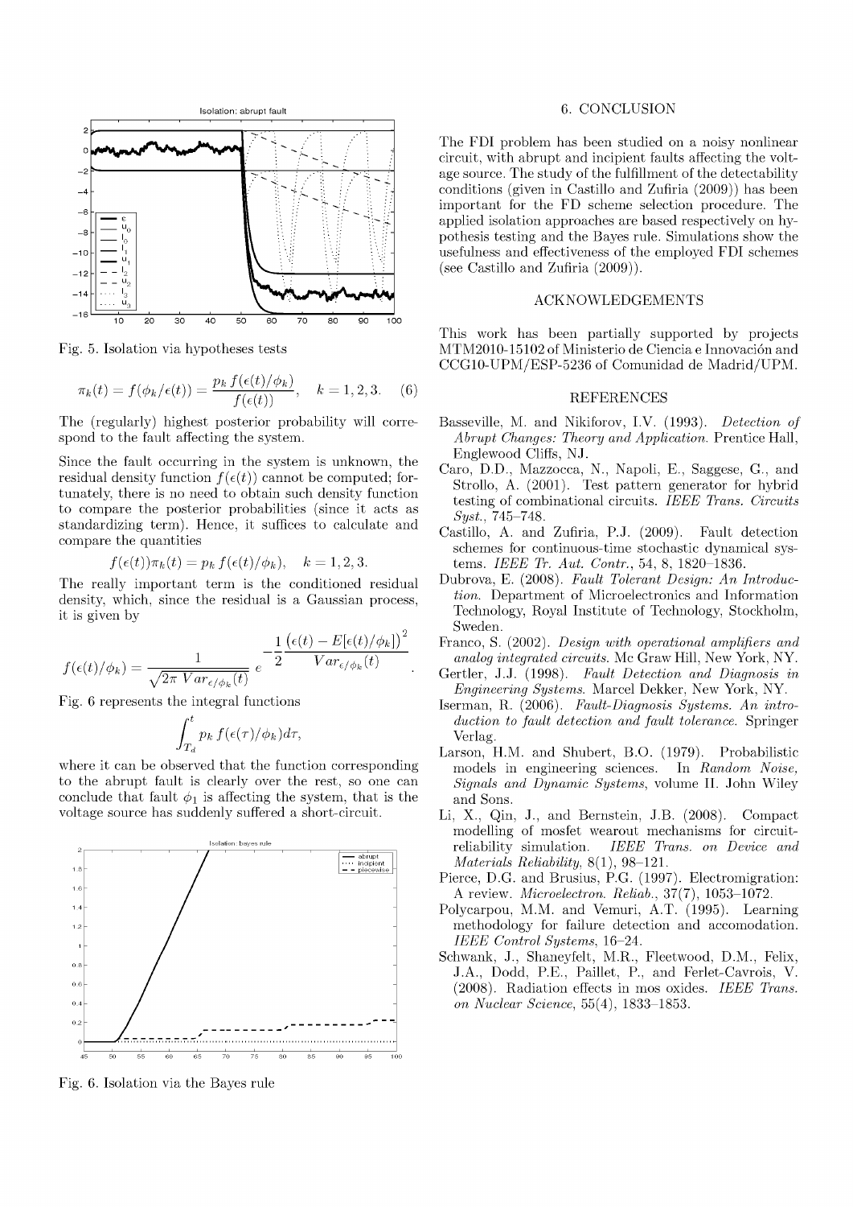Isolation: abrupt fault

2
0
-2
-4
-6
-8
-10
-12
-14
-16

10 20 30 40 50 60 70 80 90 100

ε
$u_0$
$l_0$
$l_1$
$u_1$
$l_2$
$u_2$
$l_3$
$u_3$

Fig. 5. Isolation via hypotheses tests

$$\pi_k(t) = f(\phi_k/\epsilon(t)) = \frac{p_k\, f(\epsilon(t)/\phi_k)}{f(\epsilon(t))}, \quad k = 1, 2, 3. \quad (6)$$

The (regularly) highest posterior probability will correspond to the fault affecting the system.

Since the fault occurring in the system is unknown, the residual density function $f(\epsilon(t))$ cannot be computed; fortunately, there is no need to obtain such density function to compare the posterior probabilities (since it acts as standardizing term). Hence, it suffices to calculate and compare the quantities

$$f(\epsilon(t))\pi_k(t) = p_k\, f(\epsilon(t)/\phi_k), \quad k = 1, 2, 3.$$

The really important term is the conditioned residual density, which, since the residual is a Gaussian process, it is given by

$$f(\epsilon(t)/\phi_k) = \frac{1}{\sqrt{2\pi\, Var_{\epsilon/\phi_k}(t)}}\, e^{-\frac{1}{2}\frac{\left(\epsilon(t) - E[\epsilon(t)/\phi_k]\right)^2}{Var_{\epsilon/\phi_k}(t)}}.$$

Fig. 6 represents the integral functions

$$\int_{T_d}^{t} p_k\, f(\epsilon(\tau)/\phi_k) d\tau,$$

where it can be observed that the function corresponding to the abrupt fault is clearly over the rest, so one can conclude that fault $\phi_1$ is affecting the system, that is the voltage source has suddenly suffered a short-circuit.

Isolation: bayes rule

2
1.8
1.6
1.4
1.2
1
0.8
0.6
0.4
0.2
0

45 50 55 60 65 70 75 80 85 90 95 100

abrupt
incipient
piecewise

Fig. 6. Isolation via the Bayes rule

## 6. CONCLUSION

The FDI problem has been studied on a noisy nonlinear circuit, with abrupt and incipient faults affecting the voltage source. The study of the fulfillment of the detectability conditions (given in Castillo and Zufiria (2009)) has been important for the FD scheme selection procedure. The applied isolation approaches are based respectively on hypothesis testing and the Bayes rule. Simulations show the usefulness and effectiveness of the employed FDI schemes (see Castillo and Zufiria (2009)).

## ACKNOWLEDGEMENTS

This work has been partially supported by projects MTM2010-15102 of Ministerio de Ciencia e Innovación and CCG10-UPM/ESP-5236 of Comunidad de Madrid/UPM.

## REFERENCES

Basseville, M. and Nikiforov, I.V. (1993). *Detection of Abrupt Changes: Theory and Application*. Prentice Hall, Englewood Cliffs, NJ.

Caro, D.D., Mazzocca, N., Napoli, E., Saggese, G., and Strollo, A. (2001). Test pattern generator for hybrid testing of combinational circuits. *IEEE Trans. Circuits Syst.*, 745–748.

Castillo, A. and Zufiria, P.J. (2009). Fault detection schemes for continuous-time stochastic dynamical systems. *IEEE Tr. Aut. Contr.*, 54, 8, 1820–1836.

Dubrova, E. (2008). *Fault Tolerant Design: An Introduction*. Department of Microelectronics and Information Technology, Royal Institute of Technology, Stockholm, Sweden.

Franco, S. (2002). *Design with operational amplifiers and analog integrated circuits*. Mc Graw Hill, New York, NY.

Gertler, J.J. (1998). *Fault Detection and Diagnosis in Engineering Systems*. Marcel Dekker, New York, NY.

Iserman, R. (2006). *Fault-Diagnosis Systems. An introduction to fault detection and fault tolerance*. Springer Verlag.

Larson, H.M. and Shubert, B.O. (1979). Probabilistic models in engineering sciences. In *Random Noise, Signals and Dynamic Systems*, volume II. John Wiley and Sons.

Li, X., Qin, J., and Bernstein, J.B. (2008). Compact modelling of mosfet wearout mechanisms for circuit-reliability simulation. *IEEE Trans. on Device and Materials Reliability*, 8(1), 98–121.

Pierce, D.G. and Brusius, P.G. (1997). Electromigration: A review. *Microelectron. Reliab.*, 37(7), 1053–1072.

Polycarpou, M.M. and Vemuri, A.T. (1995). Learning methodology for failure detection and accomodation. *IEEE Control Systems*, 16–24.

Schwank, J., Shaneyfelt, M.R., Fleetwood, D.M., Felix, J.A., Dodd, P.E., Paillet, P., and Ferlet-Cavrois, V. (2008). Radiation effects in mos oxides. *IEEE Trans. on Nuclear Science*, 55(4), 1833–1853.